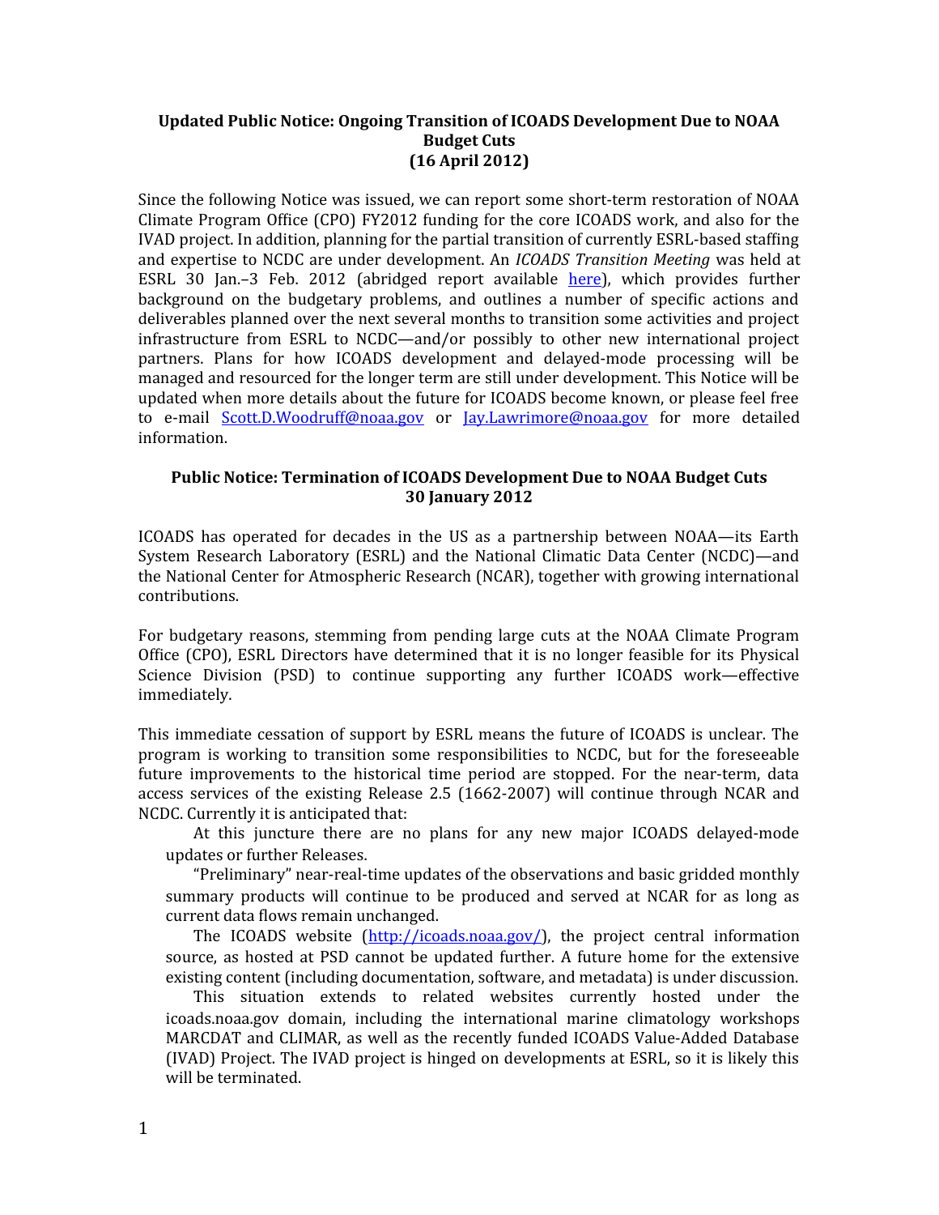**Updated Public Notice: Ongoing Transition of ICOADS Development Due to NOAA Budget Cuts**
**(16 April 2012)**

Since the following Notice was issued, we can report some short-term restoration of NOAA Climate Program Office (CPO) FY2012 funding for the core ICOADS work, and also for the IVAD project. In addition, planning for the partial transition of currently ESRL-based staffing and expertise to NCDC are under development. An *ICOADS Transition Meeting* was held at ESRL 30 Jan.–3 Feb. 2012 (abridged report available here), which provides further background on the budgetary problems, and outlines a number of specific actions and deliverables planned over the next several months to transition some activities and project infrastructure from ESRL to NCDC—and/or possibly to other new international project partners. Plans for how ICOADS development and delayed-mode processing will be managed and resourced for the longer term are still under development. This Notice will be updated when more details about the future for ICOADS become known, or please feel free to e-mail Scott.D.Woodruff@noaa.gov or Jay.Lawrimore@noaa.gov for more detailed information.

**Public Notice: Termination of ICOADS Development Due to NOAA Budget Cuts**
**30 January 2012**

ICOADS has operated for decades in the US as a partnership between NOAA—its Earth System Research Laboratory (ESRL) and the National Climatic Data Center (NCDC)—and the National Center for Atmospheric Research (NCAR), together with growing international contributions.

For budgetary reasons, stemming from pending large cuts at the NOAA Climate Program Office (CPO), ESRL Directors have determined that it is no longer feasible for its Physical Science Division (PSD) to continue supporting any further ICOADS work—effective immediately.

This immediate cessation of support by ESRL means the future of ICOADS is unclear. The program is working to transition some responsibilities to NCDC, but for the foreseeable future improvements to the historical time period are stopped. For the near-term, data access services of the existing Release 2.5 (1662-2007) will continue through NCAR and NCDC. Currently it is anticipated that:

- At this juncture there are no plans for any new major ICOADS delayed-mode updates or further Releases.
- "Preliminary" near-real-time updates of the observations and basic gridded monthly summary products will continue to be produced and served at NCAR for as long as current data flows remain unchanged.
- The ICOADS website (http://icoads.noaa.gov/), the project central information source, as hosted at PSD cannot be updated further. A future home for the extensive existing content (including documentation, software, and metadata) is under discussion.
- This situation extends to related websites currently hosted under the icoads.noaa.gov domain, including the international marine climatology workshops MARCDAT and CLIMAR, as well as the recently funded ICOADS Value-Added Database (IVAD) Project. The IVAD project is hinged on developments at ESRL, so it is likely this will be terminated.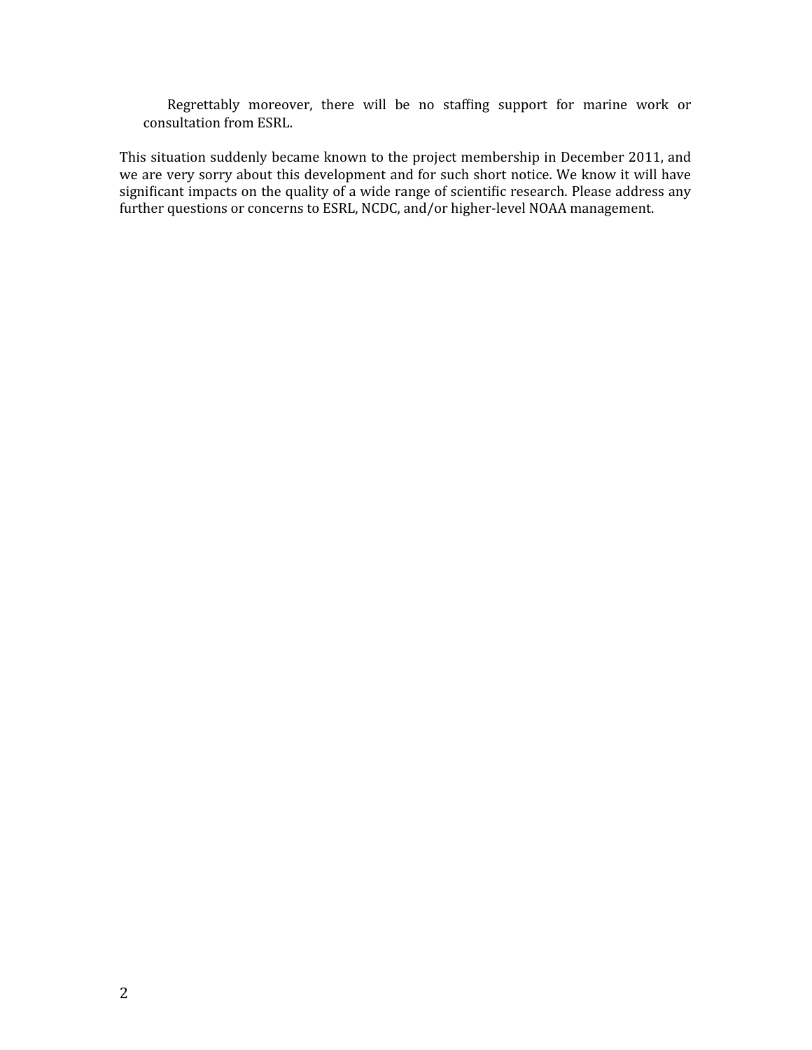Regrettably moreover, there will be no staffing support for marine work or consultation from ESRL.

This situation suddenly became known to the project membership in December 2011, and we are very sorry about this development and for such short notice. We know it will have significant impacts on the quality of a wide range of scientific research. Please address any further questions or concerns to ESRL, NCDC, and/or higher-level NOAA management.